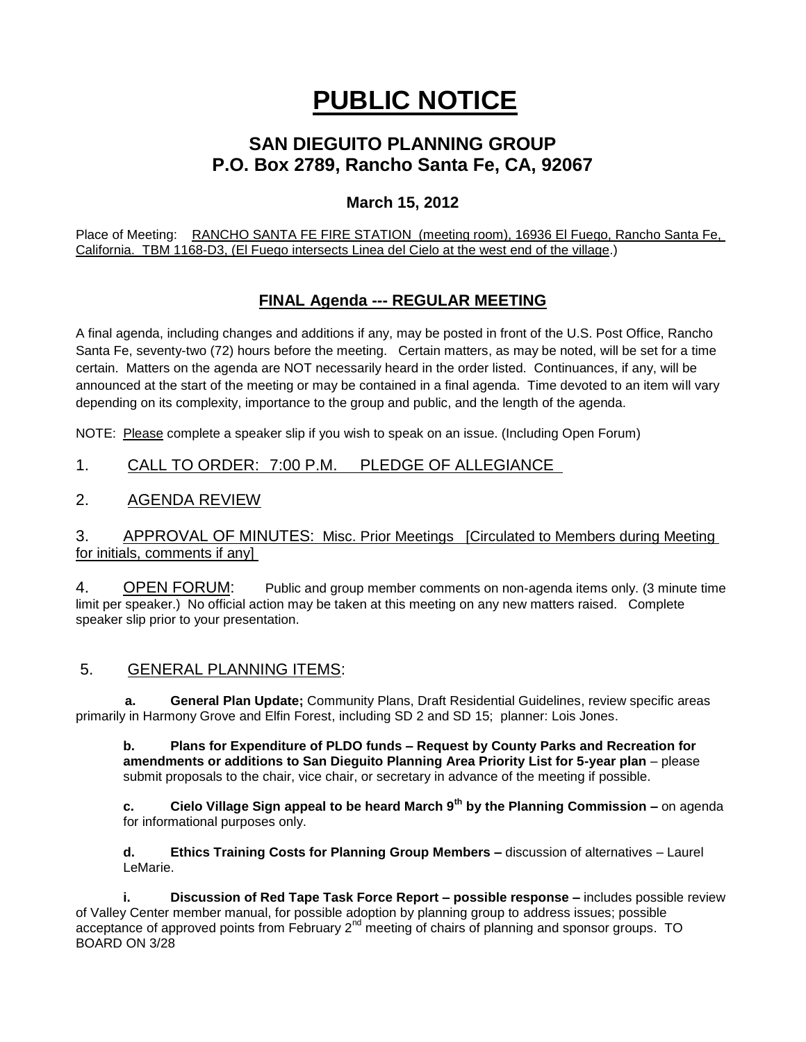# PUBLIC NOTICE

## SAN DIEGUITO PLANNING GROUP
## P.O. Box 2789, Rancho Santa Fe, CA, 92067

### March 15, 2012

Place of Meeting: RANCHO SANTA FE FIRE STATION (meeting room), 16936 El Fuego, Rancho Santa Fe, California. TBM 1168-D3, (El Fuego intersects Linea del Cielo at the west end of the village.)

## FINAL Agenda --- REGULAR MEETING

A final agenda, including changes and additions if any, may be posted in front of the U.S. Post Office, Rancho Santa Fe, seventy-two (72) hours before the meeting. Certain matters, as may be noted, will be set for a time certain. Matters on the agenda are NOT necessarily heard in the order listed. Continuances, if any, will be announced at the start of the meeting or may be contained in a final agenda. Time devoted to an item will vary depending on its complexity, importance to the group and public, and the length of the agenda.

NOTE: Please complete a speaker slip if you wish to speak on an issue. (Including Open Forum)

1. CALL TO ORDER: 7:00 P.M. PLEDGE OF ALLEGIANCE

2. AGENDA REVIEW

3. APPROVAL OF MINUTES: Misc. Prior Meetings [Circulated to Members during Meeting for initials, comments if any]

4. OPEN FORUM: Public and group member comments on non-agenda items only. (3 minute time limit per speaker.) No official action may be taken at this meeting on any new matters raised. Complete speaker slip prior to your presentation.

5. GENERAL PLANNING ITEMS:

**a. General Plan Update;** Community Plans, Draft Residential Guidelines, review specific areas primarily in Harmony Grove and Elfin Forest, including SD 2 and SD 15; planner: Lois Jones.

**b. Plans for Expenditure of PLDO funds – Request by County Parks and Recreation for amendments or additions to San Dieguito Planning Area Priority List for 5-year plan** – please submit proposals to the chair, vice chair, or secretary in advance of the meeting if possible.

**c. Cielo Village Sign appeal to be heard March 9th by the Planning Commission –** on agenda for informational purposes only.

**d. Ethics Training Costs for Planning Group Members –** discussion of alternatives – Laurel LeMarie.

**i. Discussion of Red Tape Task Force Report – possible response –** includes possible review of Valley Center member manual, for possible adoption by planning group to address issues; possible acceptance of approved points from February 2nd meeting of chairs of planning and sponsor groups. TO BOARD ON 3/28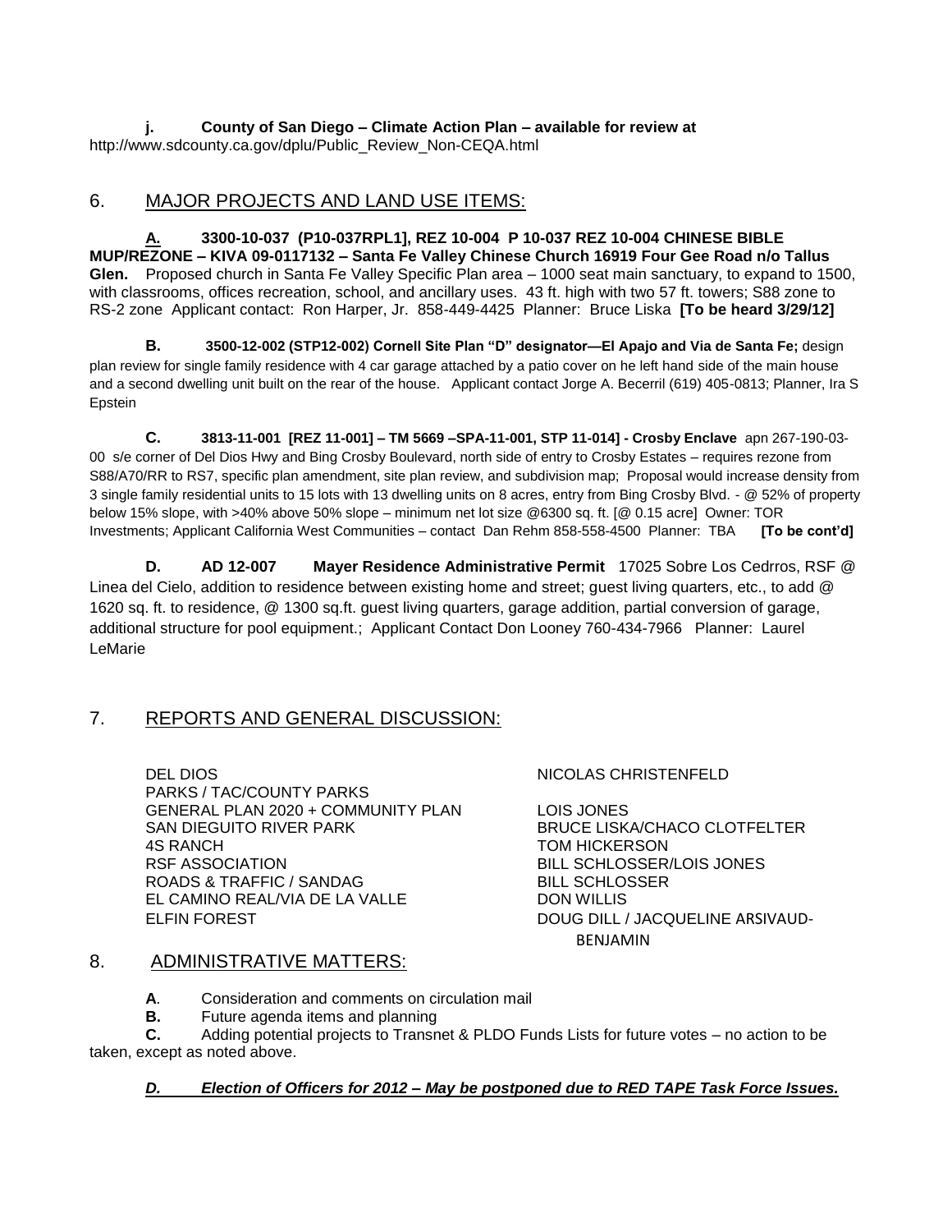**j. County of San Diego – Climate Action Plan – available for review at**
http://www.sdcounty.ca.gov/dplu/Public_Review_Non-CEQA.html

## 6. MAJOR PROJECTS AND LAND USE ITEMS:

**A. 3300-10-037 (P10-037RPL1], REZ 10-004 P 10-037 REZ 10-004 CHINESE BIBLE MUP/REZONE – KIVA 09-0117132 – Santa Fe Valley Chinese Church 16919 Four Gee Road n/o Tallus Glen.** Proposed church in Santa Fe Valley Specific Plan area – 1000 seat main sanctuary, to expand to 1500, with classrooms, offices recreation, school, and ancillary uses. 43 ft. high with two 57 ft. towers; S88 zone to RS-2 zone Applicant contact: Ron Harper, Jr. 858-449-4425 Planner: Bruce Liska **[To be heard 3/29/12]**

**B. 3500-12-002 (STP12-002) Cornell Site Plan "D" designator—El Apajo and Via de Santa Fe;** design plan review for single family residence with 4 car garage attached by a patio cover on he left hand side of the main house and a second dwelling unit built on the rear of the house. Applicant contact Jorge A. Becerril (619) 405-0813; Planner, Ira S Epstein

**C. 3813-11-001 [REZ 11-001] – TM 5669 –SPA-11-001, STP 11-014] - Crosby Enclave** apn 267-190-03-00 s/e corner of Del Dios Hwy and Bing Crosby Boulevard, north side of entry to Crosby Estates – requires rezone from S88/A70/RR to RS7, specific plan amendment, site plan review, and subdivision map; Proposal would increase density from 3 single family residential units to 15 lots with 13 dwelling units on 8 acres, entry from Bing Crosby Blvd. - @ 52% of property below 15% slope, with >40% above 50% slope – minimum net lot size @6300 sq. ft. [@ 0.15 acre] Owner: TOR Investments; Applicant California West Communities – contact Dan Rehm 858-558-4500 Planner: TBA **[To be cont'd]**

**D. AD 12-007 Mayer Residence Administrative Permit** 17025 Sobre Los Cedrros, RSF @ Linea del Cielo, addition to residence between existing home and street; guest living quarters, etc., to add @ 1620 sq. ft. to residence, @ 1300 sq.ft. guest living quarters, garage addition, partial conversion of garage, additional structure for pool equipment.; Applicant Contact Don Looney 760-434-7966 Planner: Laurel LeMarie

## 7. REPORTS AND GENERAL DISCUSSION:

| | |
|---|---|
| DEL DIOS | NICOLAS CHRISTENFELD |
| PARKS / TAC/COUNTY PARKS | |
| GENERAL PLAN 2020 + COMMUNITY PLAN | LOIS JONES |
| SAN DIEGUITO RIVER PARK | BRUCE LISKA/CHACO CLOTFELTER |
| 4S RANCH | TOM HICKERSON |
| RSF ASSOCIATION | BILL SCHLOSSER/LOIS JONES |
| ROADS & TRAFFIC / SANDAG | BILL SCHLOSSER |
| EL CAMINO REAL/VIA DE LA VALLE | DON WILLIS |
| ELFIN FOREST | DOUG DILL / JACQUELINE ARSIVAUD-BENJAMIN |

## 8. ADMINISTRATIVE MATTERS:

**A**. Consideration and comments on circulation mail

**B.** Future agenda items and planning

**C.** Adding potential projects to Transnet & PLDO Funds Lists for future votes – no action to be taken, except as noted above.

***D. Election of Officers for 2012 – May be postponed due to RED TAPE Task Force Issues.***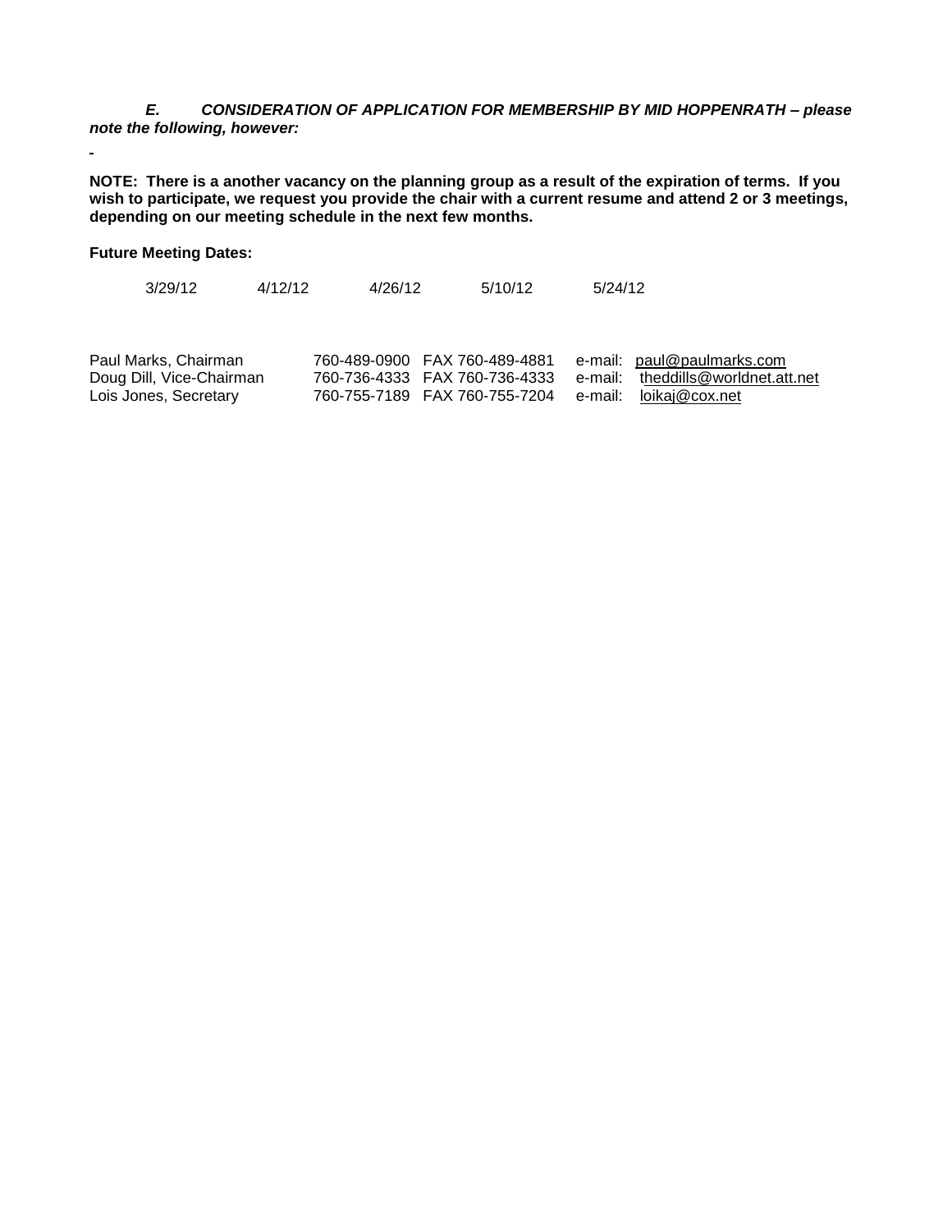***E. CONSIDERATION OF APPLICATION FOR MEMBERSHIP BY MID HOPPENRATH – please note the following, however:***

-

**NOTE: There is a another vacancy on the planning group as a result of the expiration of terms. If you wish to participate, we request you provide the chair with a current resume and attend 2 or 3 meetings, depending on our meeting schedule in the next few months.**

**Future Meeting Dates:**

3/29/12 4/12/12 4/26/12 5/10/12 5/24/12

| | | | |
|---|---|---|---|
| Paul Marks, Chairman | 760-489-0900 | FAX 760-489-4881 | e-mail: paul@paulmarks.com |
| Doug Dill, Vice-Chairman | 760-736-4333 | FAX 760-736-4333 | e-mail: theddills@worldnet.att.net |
| Lois Jones, Secretary | 760-755-7189 | FAX 760-755-7204 | e-mail: loikaj@cox.net |